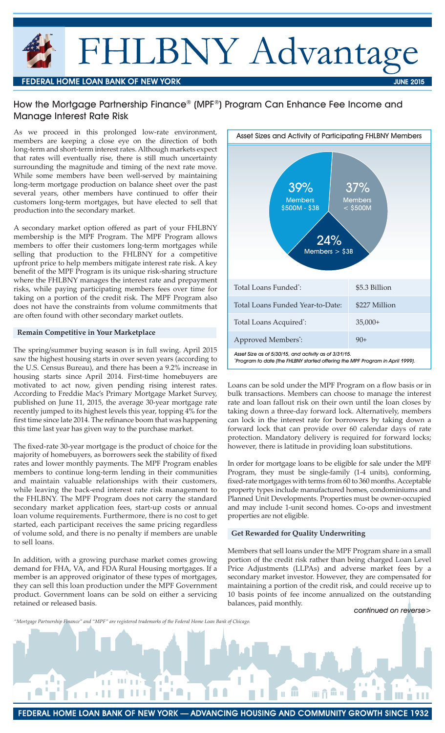# FHLBNY Advantage

**FEDERAL HOME LOAN BANK OF NEW YORK** — **JUNE 2015**

## How the Mortgage Partnership Finance® (MPF®) Program Can Enhance Fee Income and Manage Interest Rate Risk

As we proceed in this prolonged low-rate environment, members are keeping a close eye on the direction of both long-term and short-term interest rates. Although markets expect that rates will eventually rise, there is still much uncertainty surrounding the magnitude and timing of the next rate move. While some members have been well-served by maintaining long-term mortgage production on balance sheet over the past several years, other members have continued to offer their customers long-term mortgages, but have elected to sell that production into the secondary market.

A secondary market option offered as part of your FHLBNY membership is the MPF Program. The MPF Program allows members to offer their customers long-term mortgages while selling that production to the FHLBNY for a competitive upfront price to help members mitigate interest rate risk. A key benefit of the MPF Program is its unique risk-sharing structure where the FHLBNY manages the interest rate and prepayment risks, while paying participating members fees over time for taking on a portion of the credit risk. The MPF Program also does not have the constraints from volume commitments that are often found with other secondary market outlets.

### Remain Competitive in Your Marketplace

The spring/summer buying season is in full swing. April 2015 saw the highest housing starts in over seven years (according to the U.S. Census Bureau), and there has been a 9.2% increase in housing starts since April 2014. First-time homebuyers are motivated to act now, given pending rising interest rates. According to Freddie Mac's Primary Mortgage Market Survey, published on June 11, 2015, the average 30-year mortgage rate recently jumped to its highest levels this year, topping 4% for the first time since late 2014. The refinance boom that was happening this time last year has given way to the purchase market.

The fixed-rate 30-year mortgage is the product of choice for the majority of homebuyers, as borrowers seek the stability of fixed rates and lower monthly payments. The MPF Program enables members to continue long-term lending in their communities and maintain valuable relationships with their customers, while leaving the back-end interest rate risk management to the FHLBNY. The MPF Program does not carry the standard secondary market application fees, start-up costs or annual loan volume requirements. Furthermore, there is no cost to get started, each participant receives the same pricing regardless of volume sold, and there is no penalty if members are unable to sell loans.

In addition, with a growing purchase market comes growing demand for FHA, VA, and FDA Rural Housing mortgages. If a member is an approved originator of these types of mortgages, they can sell this loan production under the MPF Government product. Government loans can be sold on either a servicing retained or released basis.

**Asset Sizes and Activity of Participating FHLBNY Members**

39% Members \$500M - \$3B

37% Members < \$500M

24% Members > \$3B

| | |
|---|---|
| Total Loans Funded*: | \$5.3 Billion |
| Total Loans Funded Year-to-Date: | \$227 Million |
| Total Loans Acquired*: | 35,000+ |
| Approved Members*: | 90+ |

*Asset Size as of 5/30/15, and activity as of 3/31/15.*
*\*Program to date (the FHLBNY started offering the MPF Program in April 1999).*

Loans can be sold under the MPF Program on a flow basis or in bulk transactions. Members can choose to manage the interest rate and loan fallout risk on their own until the loan closes by taking down a three-day forward lock. Alternatively, members can lock in the interest rate for borrowers by taking down a forward lock that can provide over 60 calendar days of rate protection. Mandatory delivery is required for forward locks; however, there is latitude in providing loan substitutions.

In order for mortgage loans to be eligible for sale under the MPF Program, they must be single-family (1-4 units), conforming, fixed-rate mortgages with terms from 60 to 360 months. Acceptable property types include manufactured homes, condominiums and Planned Unit Developments. Properties must be owner-occupied and may include 1-unit second homes. Co-ops and investment properties are not eligible.

### Get Rewarded for Quality Underwriting

Members that sell loans under the MPF Program share in a small portion of the credit risk rather than being charged Loan Level Price Adjustments (LLPAs) and adverse market fees by a secondary market investor. However, they are compensated for maintaining a portion of the credit risk, and could receive up to 10 basis points of fee income annualized on the outstanding balances, paid monthly.

*continued on reverse>*

*"Mortgage Partnership Finance" and "MPF" are registered trademarks of the Federal Home Loan Bank of Chicago.*

FEDERAL HOME LOAN BANK OF NEW YORK — ADVANCING HOUSING AND COMMUNITY GROWTH SINCE 1932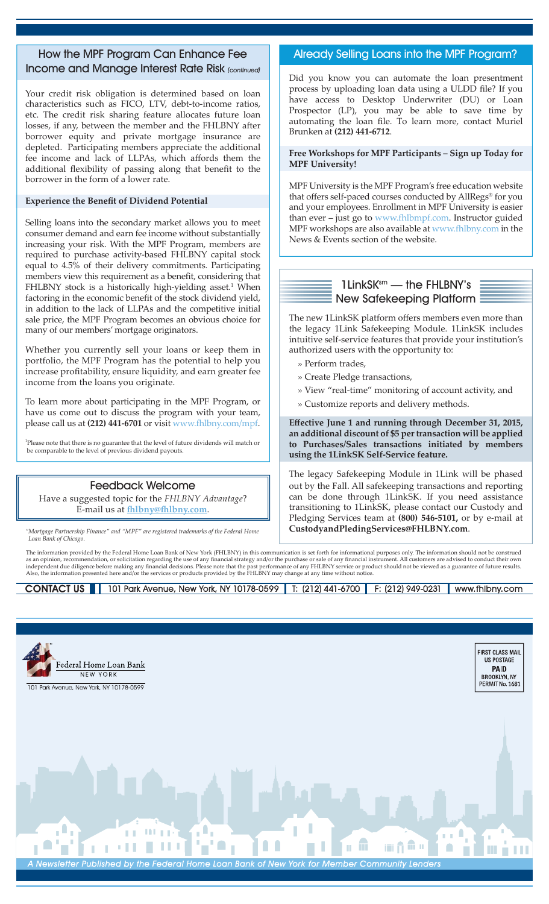## How the MPF Program Can Enhance Fee Income and Manage Interest Rate Risk *(continued)*

Your credit risk obligation is determined based on loan characteristics such as FICO, LTV, debt-to-income ratios, etc. The credit risk sharing feature allocates future loan losses, if any, between the member and the FHLBNY after borrower equity and private mortgage insurance are depleted. Participating members appreciate the additional fee income and lack of LLPAs, which affords them the additional flexibility of passing along that benefit to the borrower in the form of a lower rate.

**Experience the Benefit of Dividend Potential**

Selling loans into the secondary market allows you to meet consumer demand and earn fee income without substantially increasing your risk. With the MPF Program, members are required to purchase activity-based FHLBNY capital stock equal to 4.5% of their delivery commitments. Participating members view this requirement as a benefit, considering that FHLBNY stock is a historically high-yielding asset.[1] When factoring in the economic benefit of the stock dividend yield, in addition to the lack of LLPAs and the competitive initial sale price, the MPF Program becomes an obvious choice for many of our members' mortgage originators.

Whether you currently sell your loans or keep them in portfolio, the MPF Program has the potential to help you increase profitability, ensure liquidity, and earn greater fee income from the loans you originate.

To learn more about participating in the MPF Program, or have us come out to discuss the program with your team, please call us at **(212) 441-6701** or visit www.fhlbny.com/mpf.

[1]Please note that there is no guarantee that the level of future dividends will match or be comparable to the level of previous dividend payouts.

## Feedback Welcome

Have a suggested topic for the *FHLBNY Advantage*? E-mail us at **fhlbny@fhlbny.com**.

*"Mortgage Partnership Finance" and "MPF" are registered trademarks of the Federal Home Loan Bank of Chicago.*

## Already Selling Loans into the MPF Program?

Did you know you can automate the loan presentment process by uploading loan data using a ULDD file? If you have access to Desktop Underwriter (DU) or Loan Prospector (LP), you may be able to save time by automating the loan file. To learn more, contact Muriel Brunken at **(212) 441-6712**.

**Free Workshops for MPF Participants – Sign up Today for MPF University!**

MPF University is the MPF Program's free education website that offers self-paced courses conducted by AllRegs® for you and your employees. Enrollment in MPF University is easier than ever – just go to www.fhlbmpf.com. Instructor guided MPF workshops are also available at www.fhlbny.com in the News & Events section of the website.

## 1LinkSK℠ — the FHLBNY's New Safekeeping Platform

The new 1LinkSK platform offers members even more than the legacy 1Link Safekeeping Module. 1LinkSK includes intuitive self-service features that provide your institution's authorized users with the opportunity to:

- Perform trades,
- Create Pledge transactions,
- View "real-time" monitoring of account activity, and
- Customize reports and delivery methods.

**Effective June 1 and running through December 31, 2015, an additional discount of $5 per transaction will be applied to Purchases/Sales transactions initiated by members using the 1LinkSK Self-Service feature.**

The legacy Safekeeping Module in 1Link will be phased out by the Fall. All safekeeping transactions and reporting can be done through 1LinkSK. If you need assistance transitioning to 1LinkSK, please contact our Custody and Pledging Services team at **(800) 546-5101,** or by e-mail at **CustodyandPledingServices@FHLBNY.com**.

The information provided by the Federal Home Loan Bank of New York (FHLBNY) in this communication is set forth for informational purposes only. The information should not be construed as an opinion, recommendation, or solicitation regarding the use of any financial strategy and/or the purchase or sale of any financial instrument. All customers are advised to conduct their own independent due diligence before making any financial decisions. Please note that the past performance of any FHLBNY service or product should not be viewed as a guarantee of future results. Also, the information presented here and/or the services or products provided by the FHLBNY may change at any time without notice.

**CONTACT US** | 101 Park Avenue, New York, NY 10178-0599 | T: (212) 441-6700 | F: (212) 949-0231 | www.fhlbny.com

Federal Home Loan Bank
NEW YORK
101 Park Avenue, New York, NY 10178-0599

FIRST CLASS MAIL
US POSTAGE
PAID
BROOKLYN, NY
PERMIT No. 1681

*A Newsletter Published by the Federal Home Loan Bank of New York for Member Community Lenders*